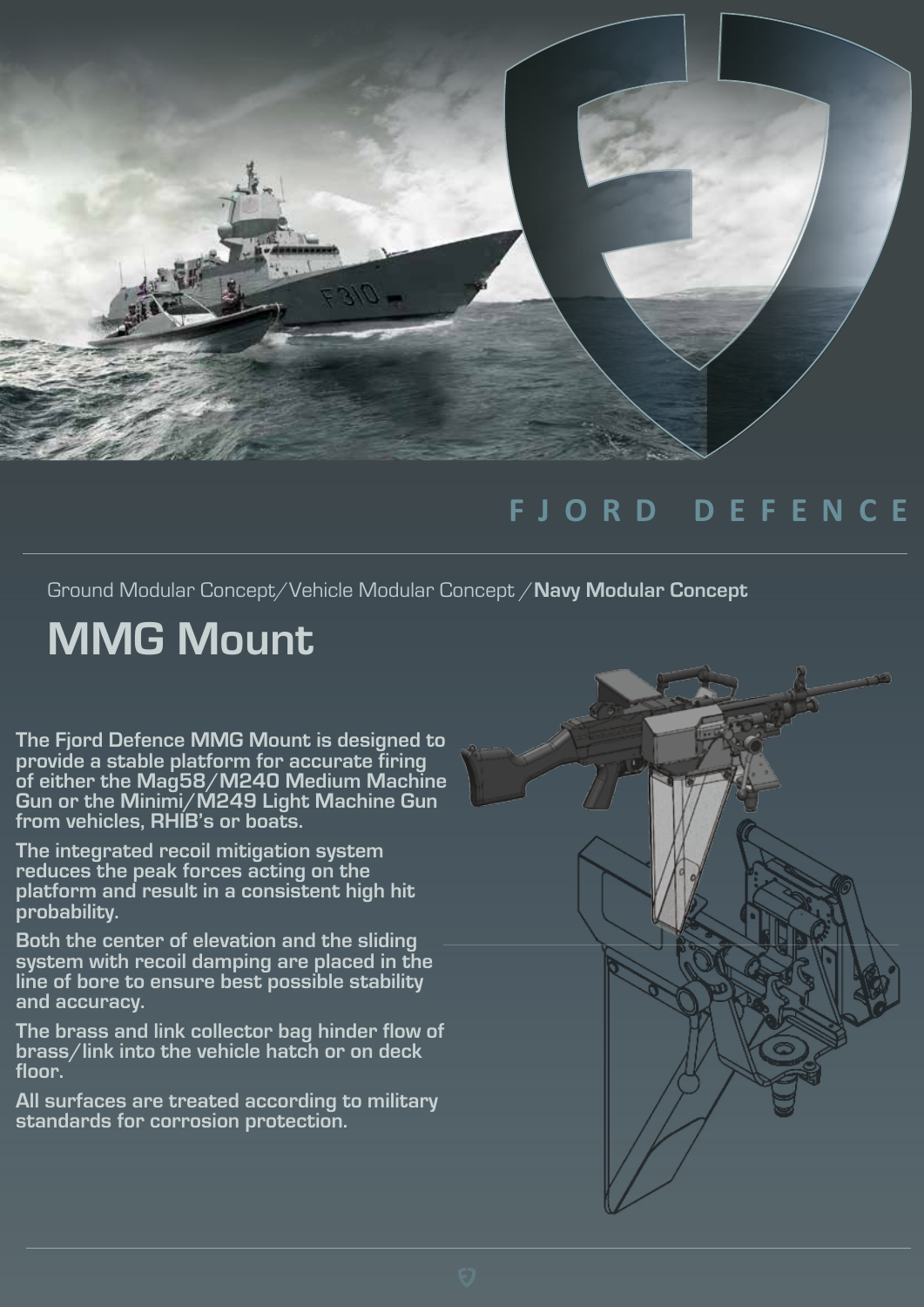FJORD DEFENCE

Ground Modular Concept/Vehicle Modular Concept /**Navy Modular Concept**

# MMG Mount

**The Fjord Defence MMG Mount is designed to provide a stable platform for accurate firing of either the Mag58/M240 Medium Machine Gun or the Minimi/M249 Light Machine Gun from vehicles, RHIB's or boats.**

**The integrated recoil mitigation system reduces the peak forces acting on the platform and result in a consistent high hit probability.**

**Both the center of elevation and the sliding system with recoil damping are placed in the line of bore to ensure best possible stability and accuracy.**

**The brass and link collector bag hinder flow of brass/link into the vehicle hatch or on deck floor.**

**All surfaces are treated according to military standards for corrosion protection.**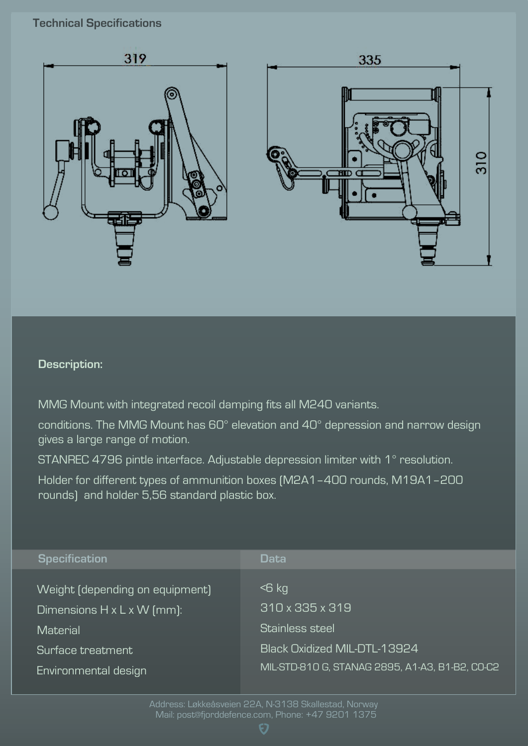## Technical Specifications

319

335

310

**Description:**

MMG Mount with integrated recoil damping fits all M240 variants.

conditions. The MMG Mount has 60° elevation and 40° depression and narrow design gives a large range of motion.

STANREC 4796 pintle interface. Adjustable depression limiter with 1° resolution.

Holder for different types of ammunition boxes (M2A1–400 rounds, M19A1–200 rounds)  and holder 5,56 standard plastic box.

| Specification | Data |
|---|---|
| Weight (depending on equipment) | <6 kg |
| Dimensions H x L x W (mm): | 310 x 335 x 319 |
| Material | Stainless steel |
| Surface treatment | Black Oxidized MIL-DTL-13924 |
| Environmental design | MIL-STD-810 G, STANAG 2895, A1-A3, B1-B2, C0-C2 |

Address: Løkkeåsveien 22A, N-3138 Skallestad, Norway
Mail: post@fjorddefence.com, Phone: +47 9201 1375